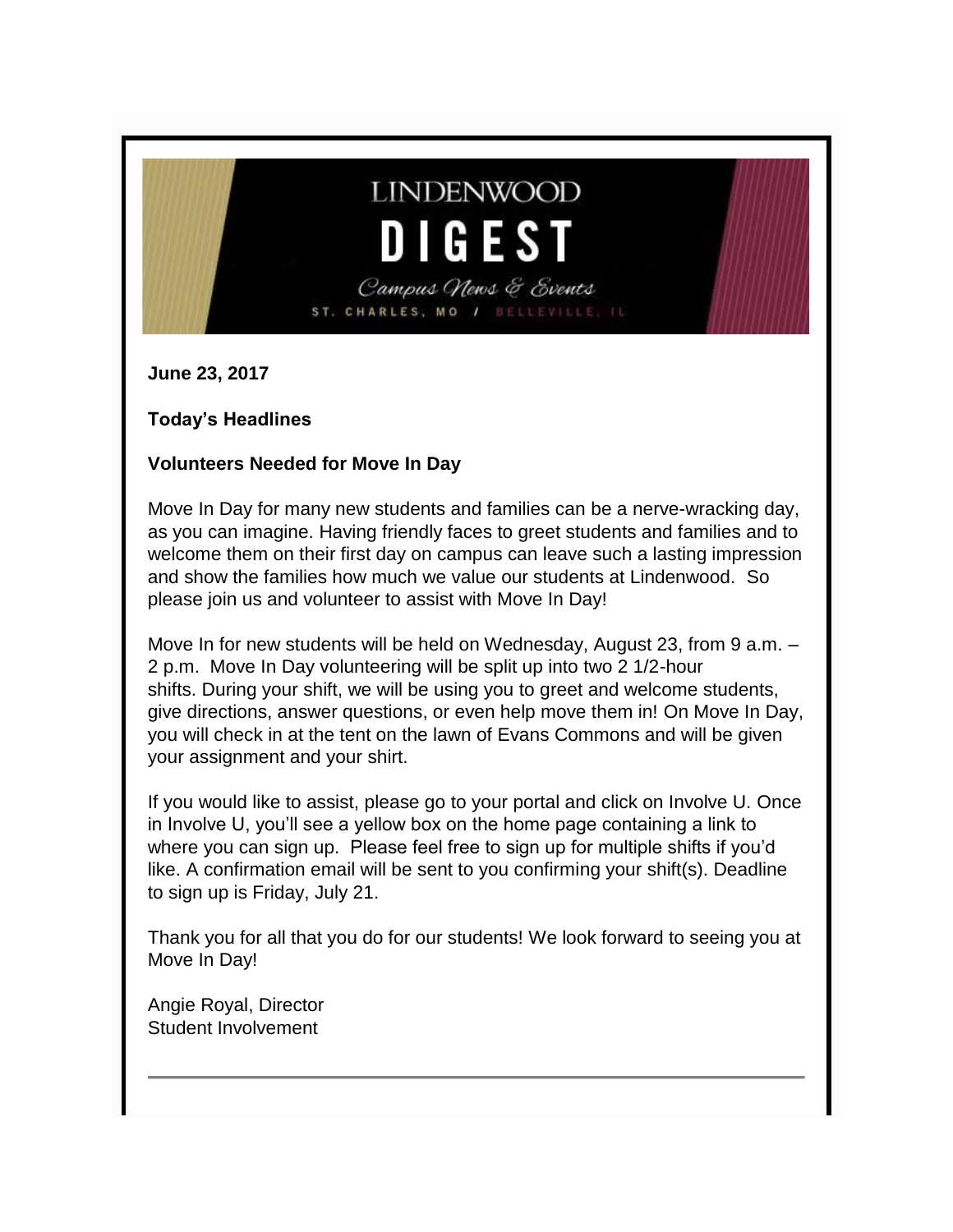# LINDENWOOD DIGEST

*Campus News & Events*

ST. CHARLES, MO / BELLEVILLE, IL

**June 23, 2017**

**Today's Headlines**

## Volunteers Needed for Move In Day

Move In Day for many new students and families can be a nerve-wracking day, as you can imagine. Having friendly faces to greet students and families and to welcome them on their first day on campus can leave such a lasting impression and show the families how much we value our students at Lindenwood. So please join us and volunteer to assist with Move In Day!

Move In for new students will be held on Wednesday, August 23, from 9 a.m. – 2 p.m. Move In Day volunteering will be split up into two 2 1/2-hour shifts. During your shift, we will be using you to greet and welcome students, give directions, answer questions, or even help move them in! On Move In Day, you will check in at the tent on the lawn of Evans Commons and will be given your assignment and your shirt.

If you would like to assist, please go to your portal and click on Involve U. Once in Involve U, you'll see a yellow box on the home page containing a link to where you can sign up. Please feel free to sign up for multiple shifts if you'd like. A confirmation email will be sent to you confirming your shift(s). Deadline to sign up is Friday, July 21.

Thank you for all that you do for our students! We look forward to seeing you at Move In Day!

Angie Royal, Director
Student Involvement

---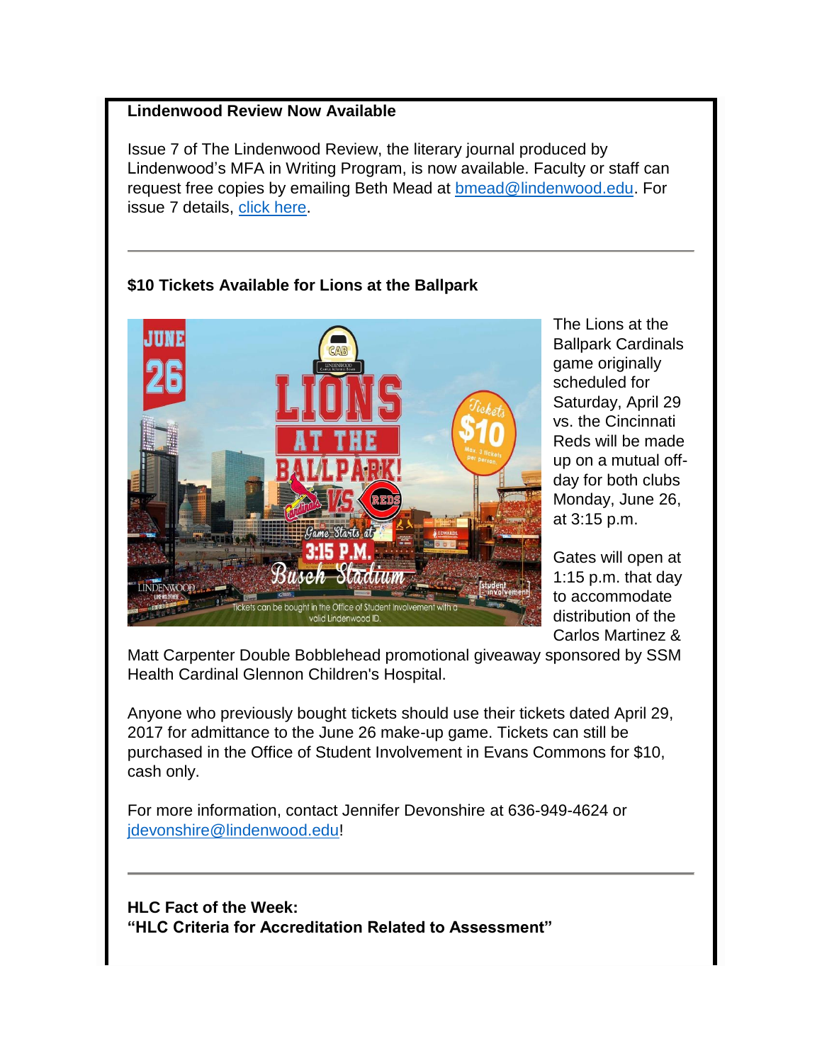**Lindenwood Review Now Available**

Issue 7 of The Lindenwood Review, the literary journal produced by Lindenwood's MFA in Writing Program, is now available. Faculty or staff can request free copies by emailing Beth Mead at bmead@lindenwood.edu. For issue 7 details, click here.

---

**$10 Tickets Available for Lions at the Ballpark**

The Lions at the Ballpark Cardinals game originally scheduled for Saturday, April 29 vs. the Cincinnati Reds will be made up on a mutual off-day for both clubs Monday, June 26, at 3:15 p.m.

Gates will open at 1:15 p.m. that day to accommodate distribution of the Carlos Martinez & Matt Carpenter Double Bobblehead promotional giveaway sponsored by SSM Health Cardinal Glennon Children's Hospital.

Anyone who previously bought tickets should use their tickets dated April 29, 2017 for admittance to the June 26 make-up game. Tickets can still be purchased in the Office of Student Involvement in Evans Commons for $10, cash only.

For more information, contact Jennifer Devonshire at 636-949-4624 or jdevonshire@lindenwood.edu!

---

**HLC Fact of the Week:**
**"HLC Criteria for Accreditation Related to Assessment"**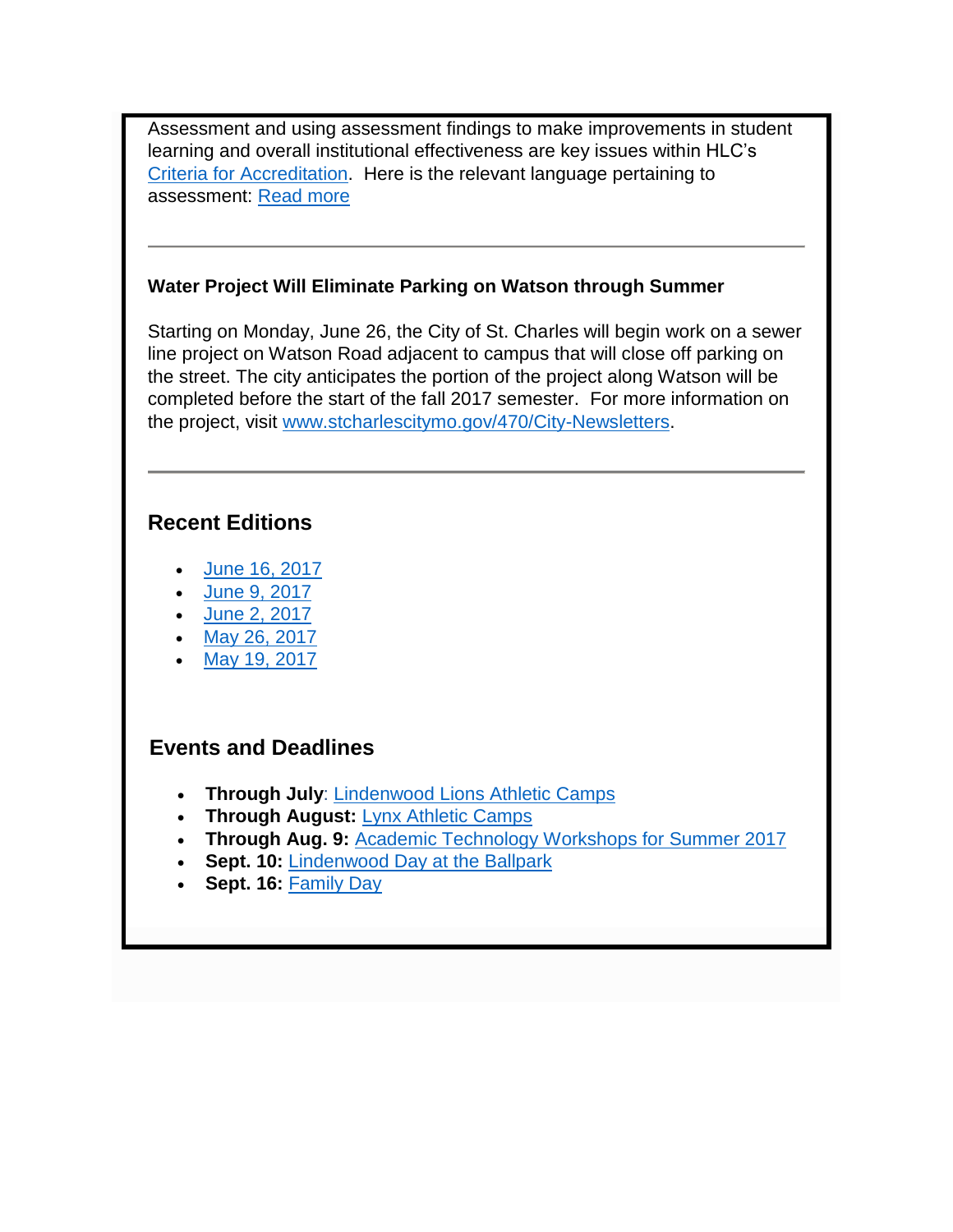Assessment and using assessment findings to make improvements in student learning and overall institutional effectiveness are key issues within HLC's Criteria for Accreditation. Here is the relevant language pertaining to assessment: Read more

---

**Water Project Will Eliminate Parking on Watson through Summer**

Starting on Monday, June 26, the City of St. Charles will begin work on a sewer line project on Watson Road adjacent to campus that will close off parking on the street. The city anticipates the portion of the project along Watson will be completed before the start of the fall 2017 semester. For more information on the project, visit www.stcharlescitymo.gov/470/City-Newsletters.

---

## Recent Editions

- June 16, 2017
- June 9, 2017
- June 2, 2017
- May 26, 2017
- May 19, 2017

## Events and Deadlines

- **Through July**: Lindenwood Lions Athletic Camps
- **Through August:** Lynx Athletic Camps
- **Through Aug. 9:** Academic Technology Workshops for Summer 2017
- **Sept. 10:** Lindenwood Day at the Ballpark
- **Sept. 16:** Family Day